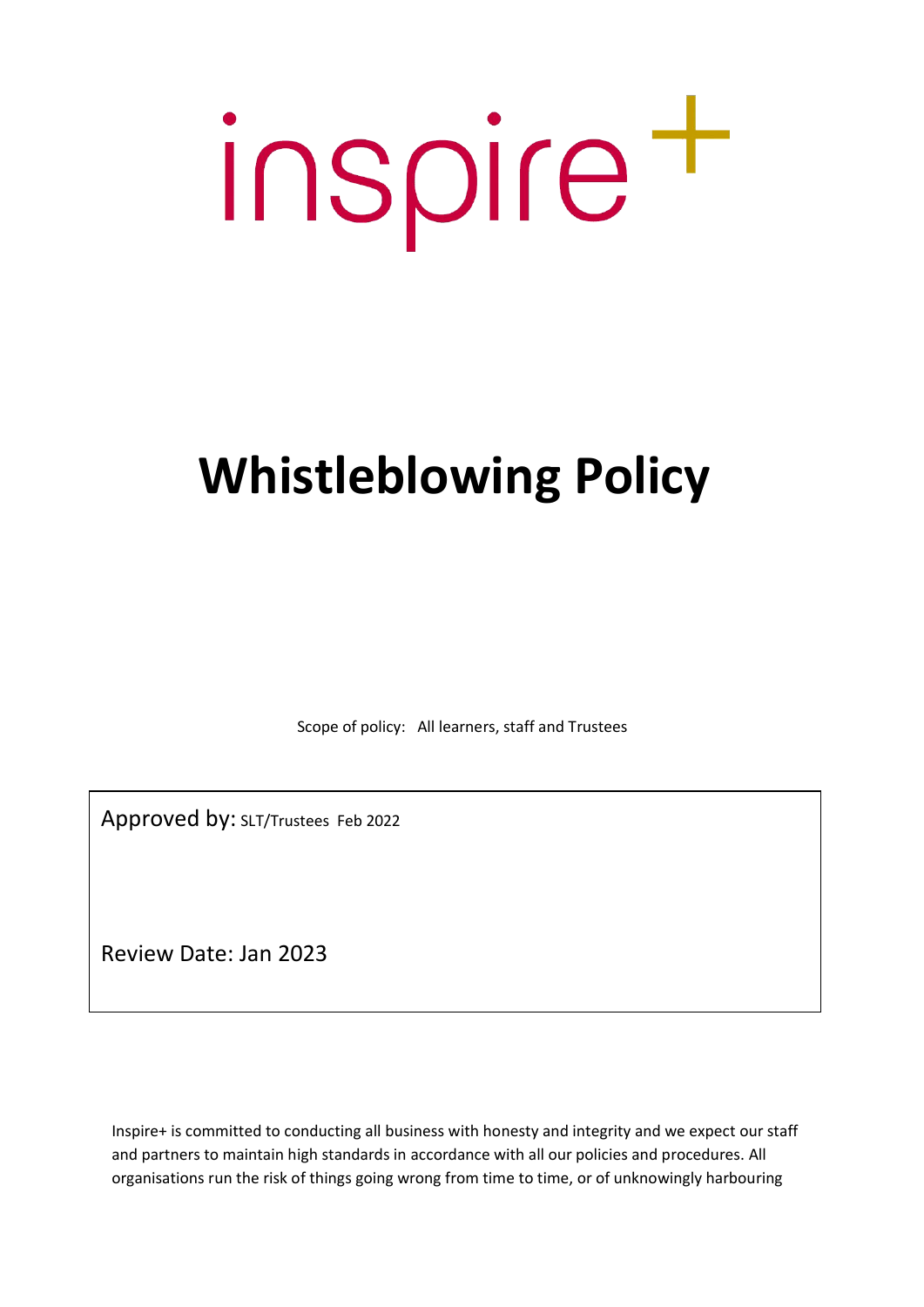inspire+

# Whistleblowing Policy

Scope of policy: All learners, staff and Trustees

Approved by: SLT/Trustees Feb 2022

Review Date: Jan 2023

Inspire+ is committed to conducting all business with honesty and integrity and we expect our staff and partners to maintain high standards in accordance with all our policies and procedures. All organisations run the risk of things going wrong from time to time, or of unknowingly harbouring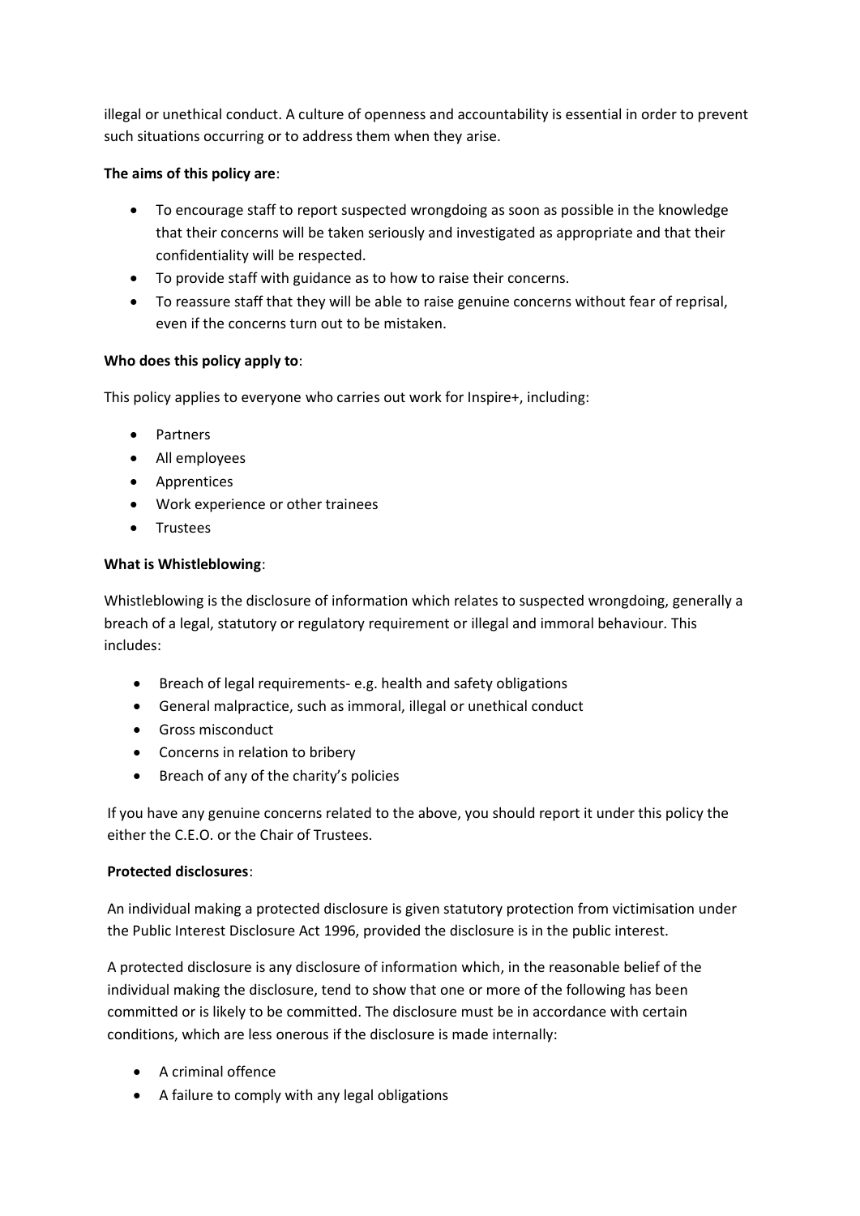illegal or unethical conduct. A culture of openness and accountability is essential in order to prevent such situations occurring or to address them when they arise.

**The aims of this policy are**:

- To encourage staff to report suspected wrongdoing as soon as possible in the knowledge that their concerns will be taken seriously and investigated as appropriate and that their confidentiality will be respected.
- To provide staff with guidance as to how to raise their concerns.
- To reassure staff that they will be able to raise genuine concerns without fear of reprisal, even if the concerns turn out to be mistaken.

**Who does this policy apply to**:

This policy applies to everyone who carries out work for Inspire+, including:

- Partners
- All employees
- Apprentices
- Work experience or other trainees
- Trustees

**What is Whistleblowing**:

Whistleblowing is the disclosure of information which relates to suspected wrongdoing, generally a breach of a legal, statutory or regulatory requirement or illegal and immoral behaviour. This includes:

- Breach of legal requirements- e.g. health and safety obligations
- General malpractice, such as immoral, illegal or unethical conduct
- Gross misconduct
- Concerns in relation to bribery
- Breach of any of the charity's policies

If you have any genuine concerns related to the above, you should report it under this policy the either the C.E.O. or the Chair of Trustees.

**Protected disclosures**:

An individual making a protected disclosure is given statutory protection from victimisation under the Public Interest Disclosure Act 1996, provided the disclosure is in the public interest.

A protected disclosure is any disclosure of information which, in the reasonable belief of the individual making the disclosure, tend to show that one or more of the following has been committed or is likely to be committed. The disclosure must be in accordance with certain conditions, which are less onerous if the disclosure is made internally:

- A criminal offence
- A failure to comply with any legal obligations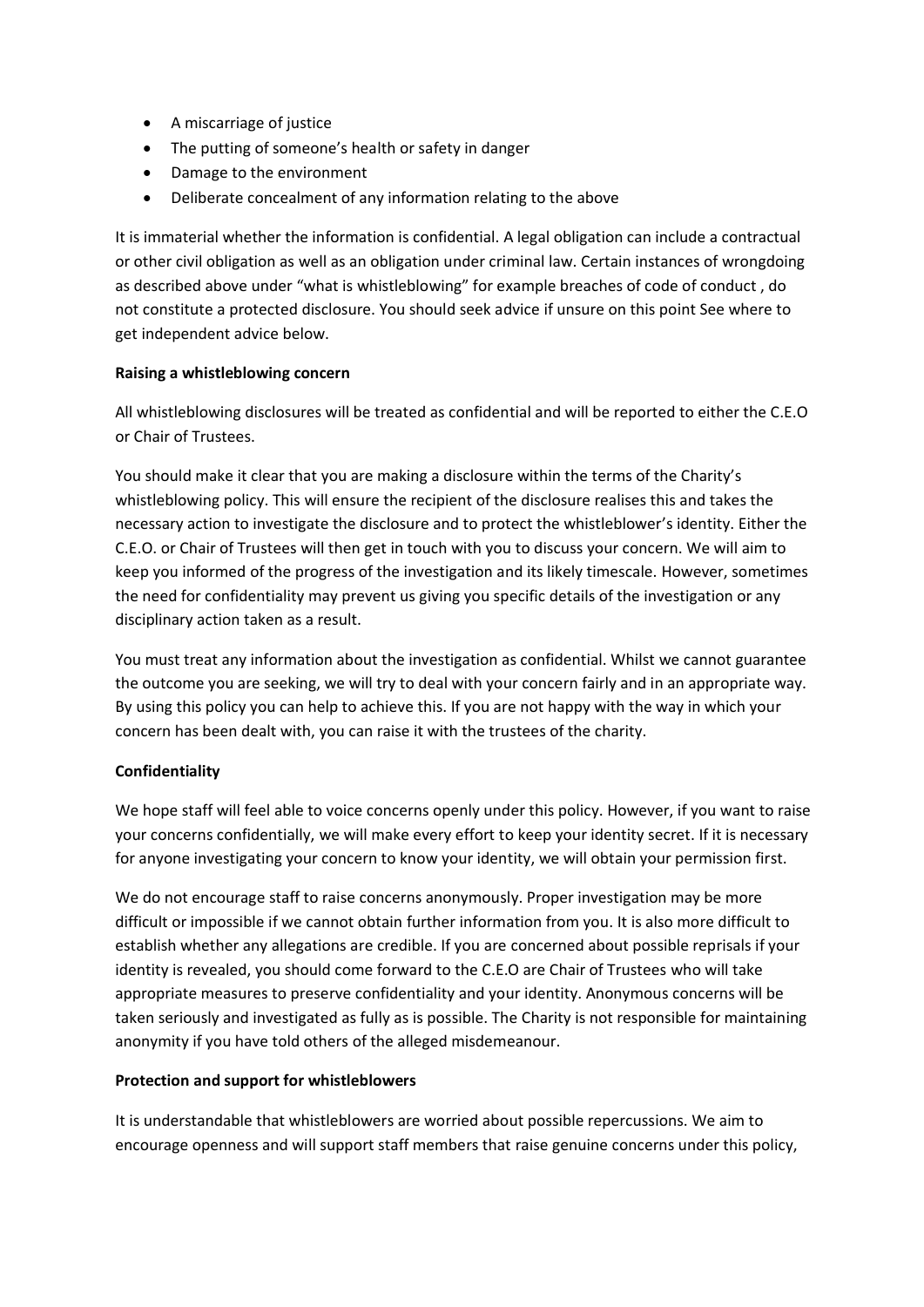- A miscarriage of justice
- The putting of someone's health or safety in danger
- Damage to the environment
- Deliberate concealment of any information relating to the above

It is immaterial whether the information is confidential. A legal obligation can include a contractual or other civil obligation as well as an obligation under criminal law. Certain instances of wrongdoing as described above under "what is whistleblowing" for example breaches of code of conduct , do not constitute a protected disclosure. You should seek advice if unsure on this point See where to get independent advice below.

**Raising a whistleblowing concern**

All whistleblowing disclosures will be treated as confidential and will be reported to either the C.E.O or Chair of Trustees.

You should make it clear that you are making a disclosure within the terms of the Charity's whistleblowing policy. This will ensure the recipient of the disclosure realises this and takes the necessary action to investigate the disclosure and to protect the whistleblower's identity. Either the C.E.O. or Chair of Trustees will then get in touch with you to discuss your concern. We will aim to keep you informed of the progress of the investigation and its likely timescale. However, sometimes the need for confidentiality may prevent us giving you specific details of the investigation or any disciplinary action taken as a result.

You must treat any information about the investigation as confidential. Whilst we cannot guarantee the outcome you are seeking, we will try to deal with your concern fairly and in an appropriate way. By using this policy you can help to achieve this. If you are not happy with the way in which your concern has been dealt with, you can raise it with the trustees of the charity.

**Confidentiality**

We hope staff will feel able to voice concerns openly under this policy. However, if you want to raise your concerns confidentially, we will make every effort to keep your identity secret. If it is necessary for anyone investigating your concern to know your identity, we will obtain your permission first.

We do not encourage staff to raise concerns anonymously. Proper investigation may be more difficult or impossible if we cannot obtain further information from you. It is also more difficult to establish whether any allegations are credible. If you are concerned about possible reprisals if your identity is revealed, you should come forward to the C.E.O are Chair of Trustees who will take appropriate measures to preserve confidentiality and your identity. Anonymous concerns will be taken seriously and investigated as fully as is possible. The Charity is not responsible for maintaining anonymity if you have told others of the alleged misdemeanour.

**Protection and support for whistleblowers**

It is understandable that whistleblowers are worried about possible repercussions. We aim to encourage openness and will support staff members that raise genuine concerns under this policy,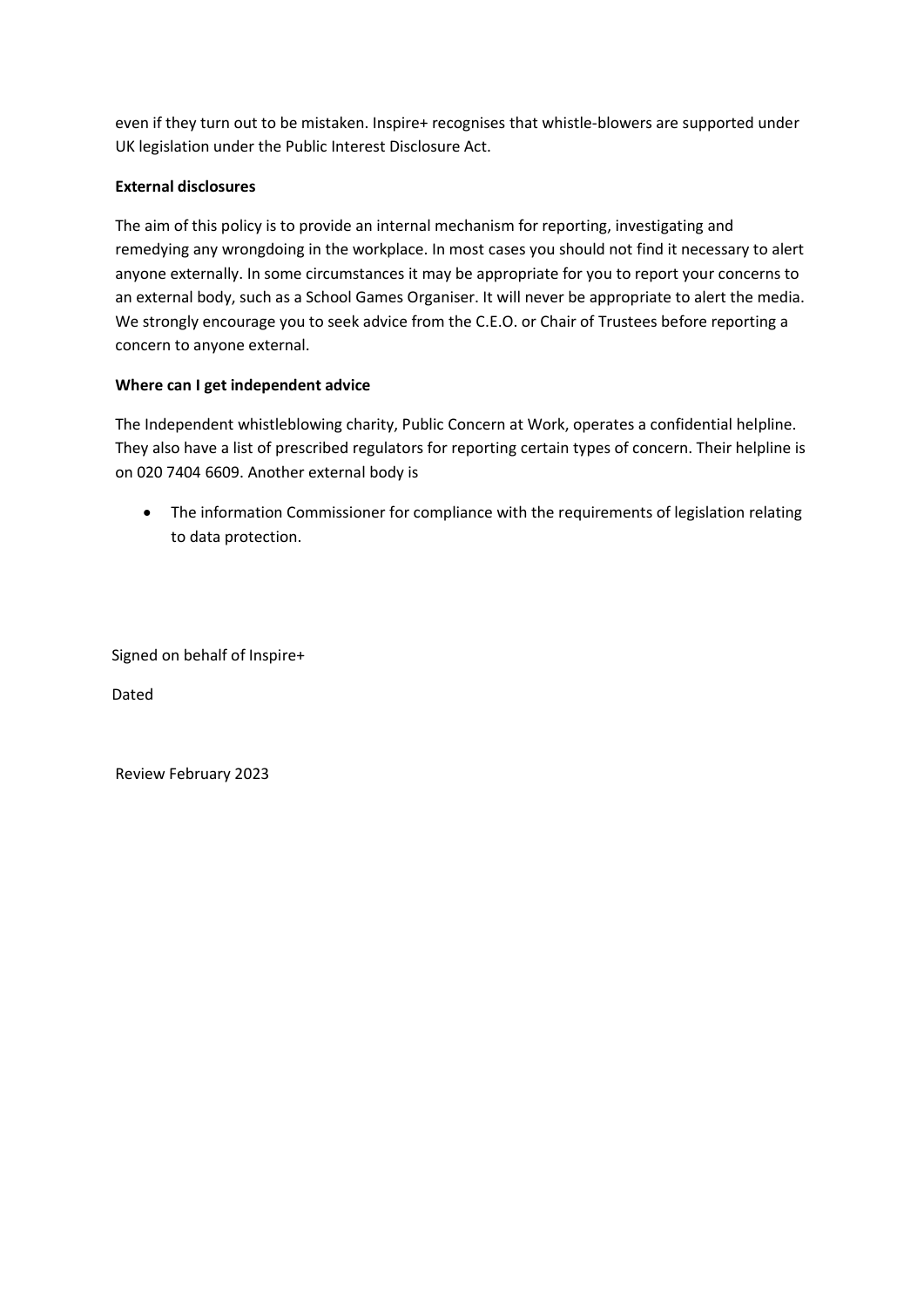even if they turn out to be mistaken. Inspire+ recognises that whistle-blowers are supported under UK legislation under the Public Interest Disclosure Act.

**External disclosures**

The aim of this policy is to provide an internal mechanism for reporting, investigating and remedying any wrongdoing in the workplace. In most cases you should not find it necessary to alert anyone externally. In some circumstances it may be appropriate for you to report your concerns to an external body, such as a School Games Organiser. It will never be appropriate to alert the media. We strongly encourage you to seek advice from the C.E.O. or Chair of Trustees before reporting a concern to anyone external.

**Where can I get independent advice**

The Independent whistleblowing charity, Public Concern at Work, operates a confidential helpline. They also have a list of prescribed regulators for reporting certain types of concern. Their helpline is on 020 7404 6609. Another external body is

- The information Commissioner for compliance with the requirements of legislation relating to data protection.

Signed on behalf of Inspire+

Dated

Review February 2023